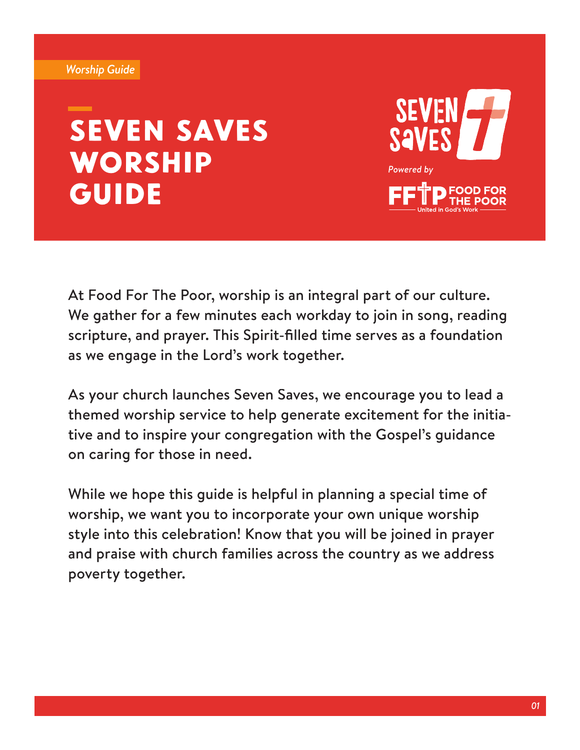*Worship Guide*

# SEVEN SAVES WORSHIP GUIDE

SEVEN SAVES

*Powered by*

FFTP FOOD FOR THE POOR
United in God's Work

At Food For The Poor, worship is an integral part of our culture. We gather for a few minutes each workday to join in song, reading scripture, and prayer. This Spirit-filled time serves as a foundation as we engage in the Lord's work together.

As your church launches Seven Saves, we encourage you to lead a themed worship service to help generate excitement for the initiative and to inspire your congregation with the Gospel's guidance on caring for those in need.

While we hope this guide is helpful in planning a special time of worship, we want you to incorporate your own unique worship style into this celebration! Know that you will be joined in prayer and praise with church families across the country as we address poverty together.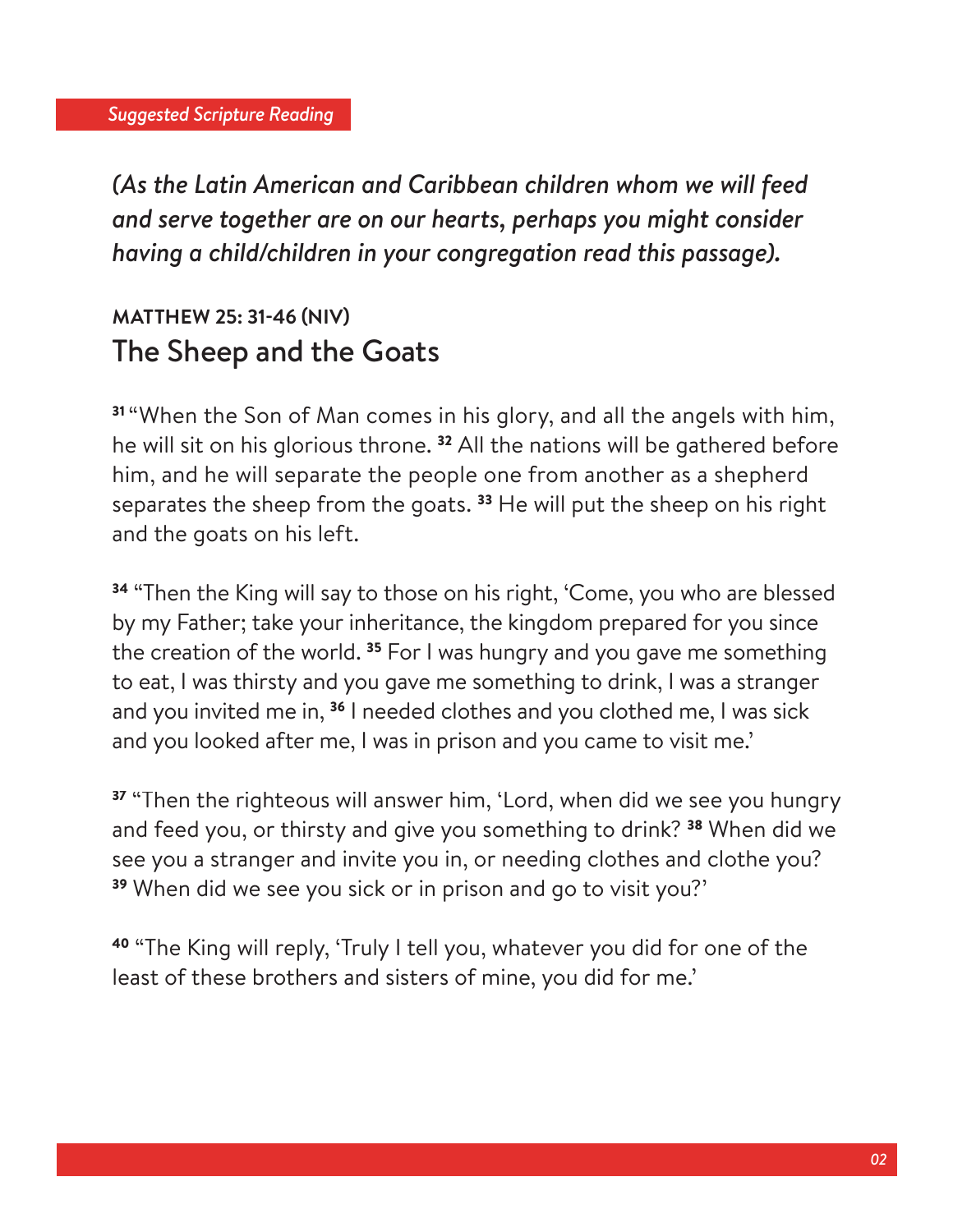*Suggested Scripture Reading*

***(As the Latin American and Caribbean children whom we will feed and serve together are on our hearts, perhaps you might consider having a child/children in your congregation read this passage).***

**MATTHEW 25: 31-46 (NIV)**

## The Sheep and the Goats

**31** "When the Son of Man comes in his glory, and all the angels with him, he will sit on his glorious throne. **32** All the nations will be gathered before him, and he will separate the people one from another as a shepherd separates the sheep from the goats. **33** He will put the sheep on his right and the goats on his left.

**34** "Then the King will say to those on his right, 'Come, you who are blessed by my Father; take your inheritance, the kingdom prepared for you since the creation of the world. **35** For I was hungry and you gave me something to eat, I was thirsty and you gave me something to drink, I was a stranger and you invited me in, **36** I needed clothes and you clothed me, I was sick and you looked after me, I was in prison and you came to visit me.'

**37** "Then the righteous will answer him, 'Lord, when did we see you hungry and feed you, or thirsty and give you something to drink? **38** When did we see you a stranger and invite you in, or needing clothes and clothe you? **39** When did we see you sick or in prison and go to visit you?'

**40** "The King will reply, 'Truly I tell you, whatever you did for one of the least of these brothers and sisters of mine, you did for me.'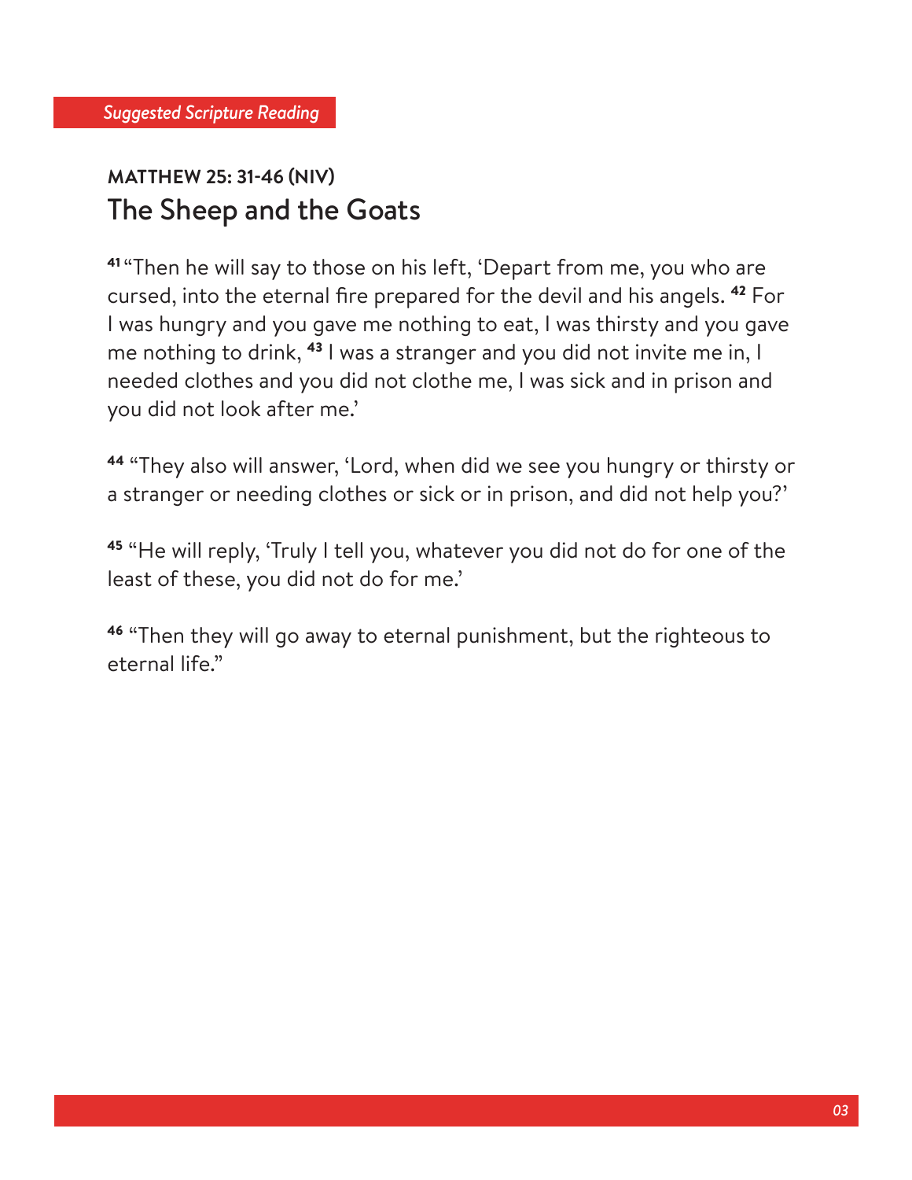*Suggested Scripture Reading*

**MATTHEW 25: 31-46 (NIV)**

## The Sheep and the Goats

41 "Then he will say to those on his left, 'Depart from me, you who are cursed, into the eternal fire prepared for the devil and his angels. 42 For I was hungry and you gave me nothing to eat, I was thirsty and you gave me nothing to drink, 43 I was a stranger and you did not invite me in, I needed clothes and you did not clothe me, I was sick and in prison and you did not look after me.'

44 "They also will answer, 'Lord, when did we see you hungry or thirsty or a stranger or needing clothes or sick or in prison, and did not help you?'

45 "He will reply, 'Truly I tell you, whatever you did not do for one of the least of these, you did not do for me.'

46 "Then they will go away to eternal punishment, but the righteous to eternal life."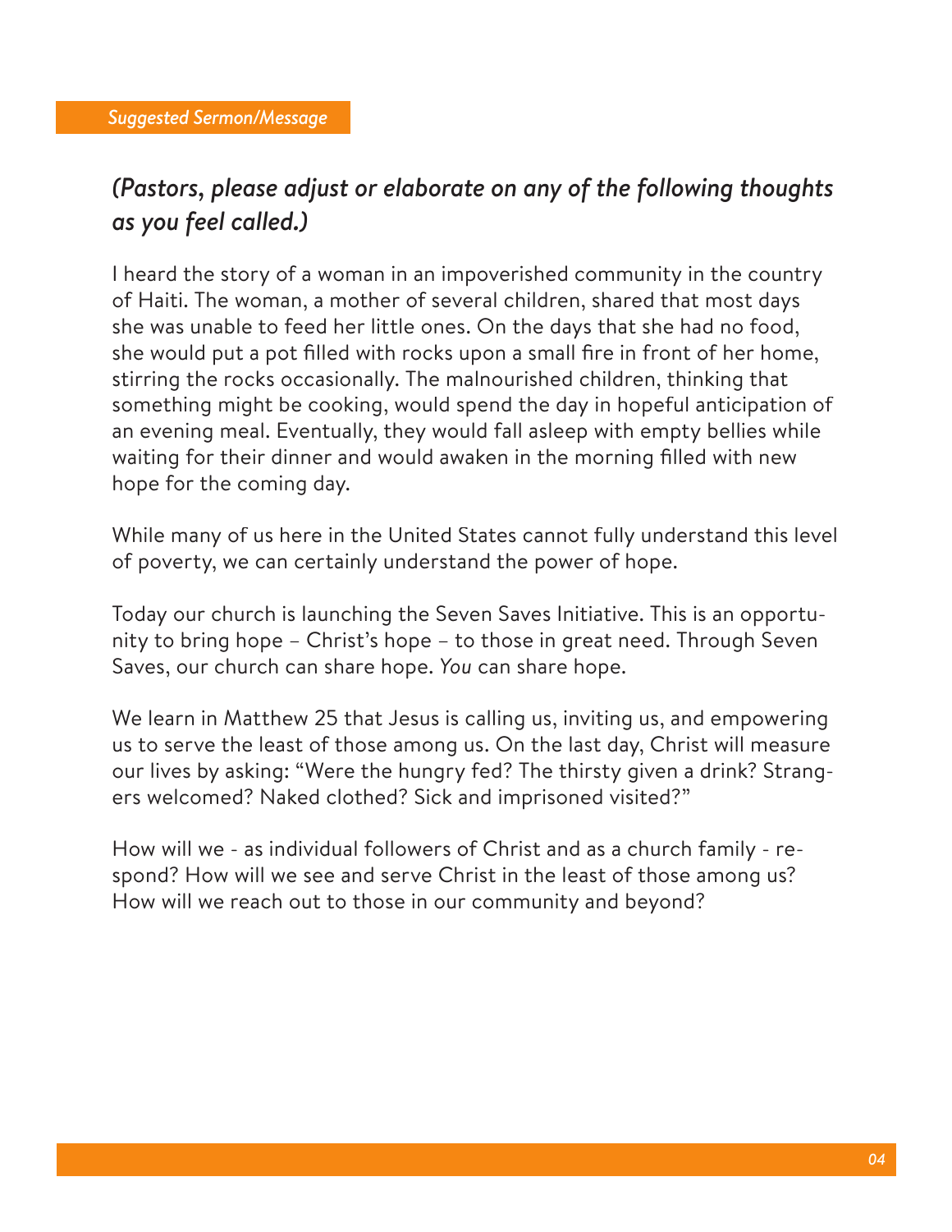## *Suggested Sermon/Message*

### *(Pastors, please adjust or elaborate on any of the following thoughts as you feel called.)*

I heard the story of a woman in an impoverished community in the country of Haiti. The woman, a mother of several children, shared that most days she was unable to feed her little ones. On the days that she had no food, she would put a pot filled with rocks upon a small fire in front of her home, stirring the rocks occasionally. The malnourished children, thinking that something might be cooking, would spend the day in hopeful anticipation of an evening meal. Eventually, they would fall asleep with empty bellies while waiting for their dinner and would awaken in the morning filled with new hope for the coming day.

While many of us here in the United States cannot fully understand this level of poverty, we can certainly understand the power of hope.

Today our church is launching the Seven Saves Initiative. This is an opportunity to bring hope – Christ's hope – to those in great need. Through Seven Saves, our church can share hope. *You* can share hope.

We learn in Matthew 25 that Jesus is calling us, inviting us, and empowering us to serve the least of those among us. On the last day, Christ will measure our lives by asking: "Were the hungry fed? The thirsty given a drink? Strangers welcomed? Naked clothed? Sick and imprisoned visited?"

How will we - as individual followers of Christ and as a church family - respond? How will we see and serve Christ in the least of those among us? How will we reach out to those in our community and beyond?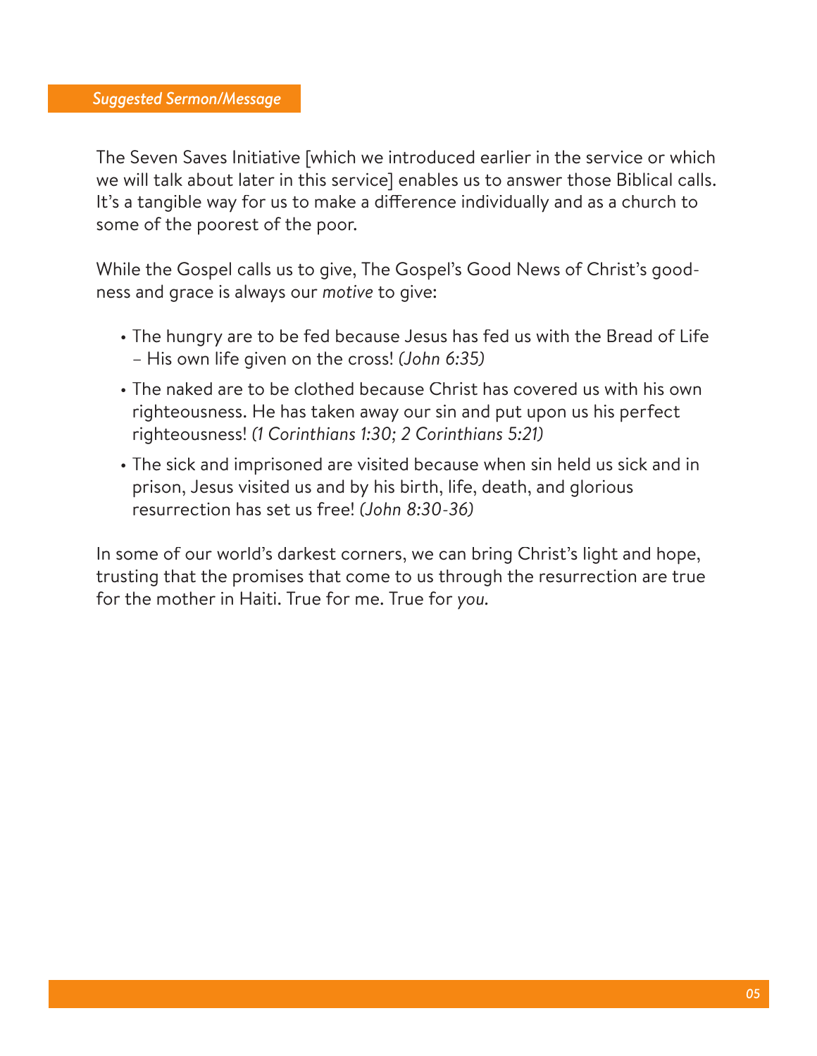*Suggested Sermon/Message*

The Seven Saves Initiative [which we introduced earlier in the service or which we will talk about later in this service] enables us to answer those Biblical calls. It's a tangible way for us to make a difference individually and as a church to some of the poorest of the poor.

While the Gospel calls us to give, The Gospel's Good News of Christ's goodness and grace is always our *motive* to give:

- The hungry are to be fed because Jesus has fed us with the Bread of Life – His own life given on the cross! *(John 6:35)*
- The naked are to be clothed because Christ has covered us with his own righteousness. He has taken away our sin and put upon us his perfect righteousness! *(1 Corinthians 1:30; 2 Corinthians 5:21)*
- The sick and imprisoned are visited because when sin held us sick and in prison, Jesus visited us and by his birth, life, death, and glorious resurrection has set us free! *(John 8:30-36)*

In some of our world's darkest corners, we can bring Christ's light and hope, trusting that the promises that come to us through the resurrection are true for the mother in Haiti. True for me. True for *you.*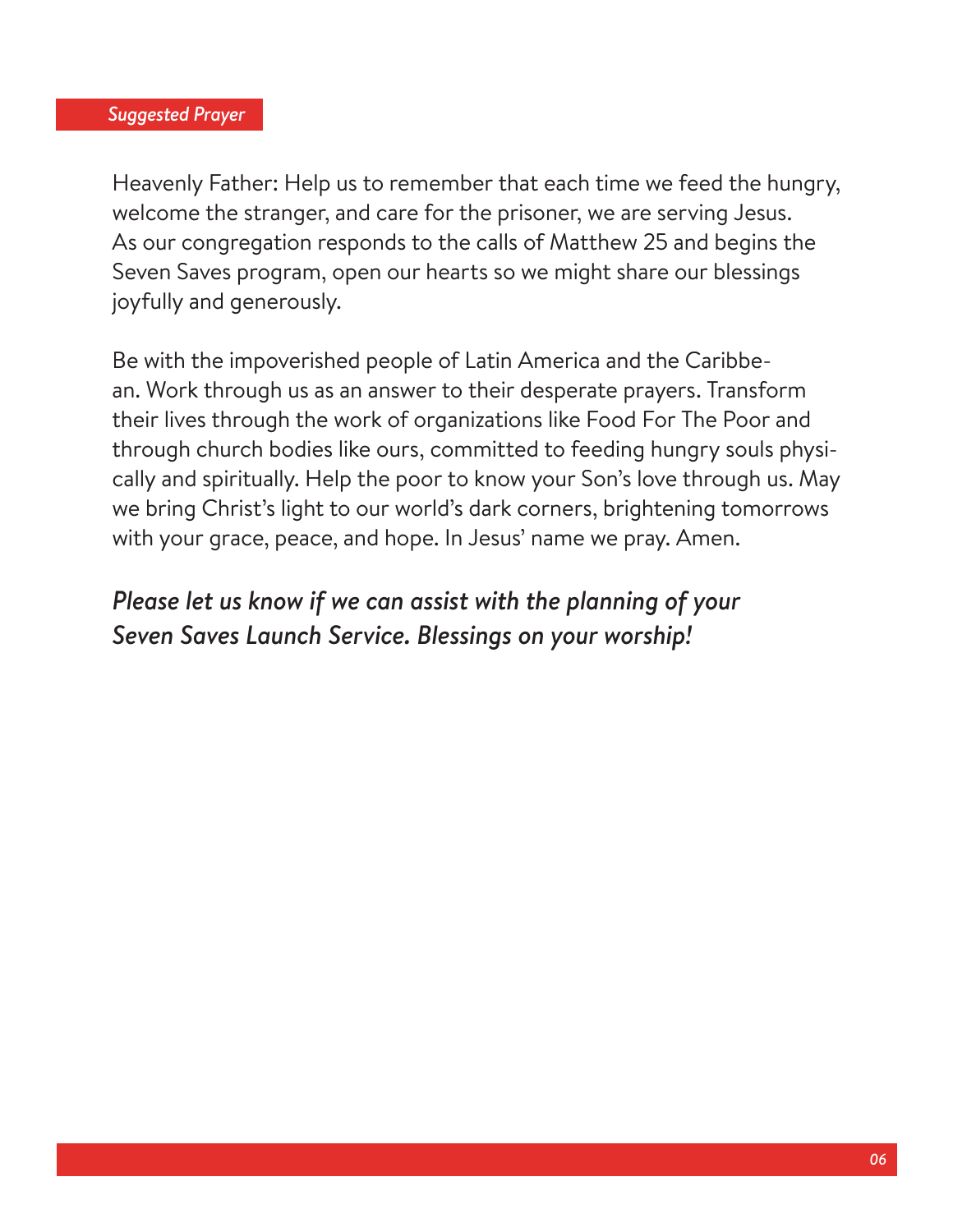## *Suggested Prayer*

Heavenly Father: Help us to remember that each time we feed the hungry, welcome the stranger, and care for the prisoner, we are serving Jesus. As our congregation responds to the calls of Matthew 25 and begins the Seven Saves program, open our hearts so we might share our blessings joyfully and generously.

Be with the impoverished people of Latin America and the Caribbean. Work through us as an answer to their desperate prayers. Transform their lives through the work of organizations like Food For The Poor and through church bodies like ours, committed to feeding hungry souls physically and spiritually. Help the poor to know your Son's love through us. May we bring Christ's light to our world's dark corners, brightening tomorrows with your grace, peace, and hope. In Jesus' name we pray. Amen.

***Please let us know if we can assist with the planning of your Seven Saves Launch Service. Blessings on your worship!***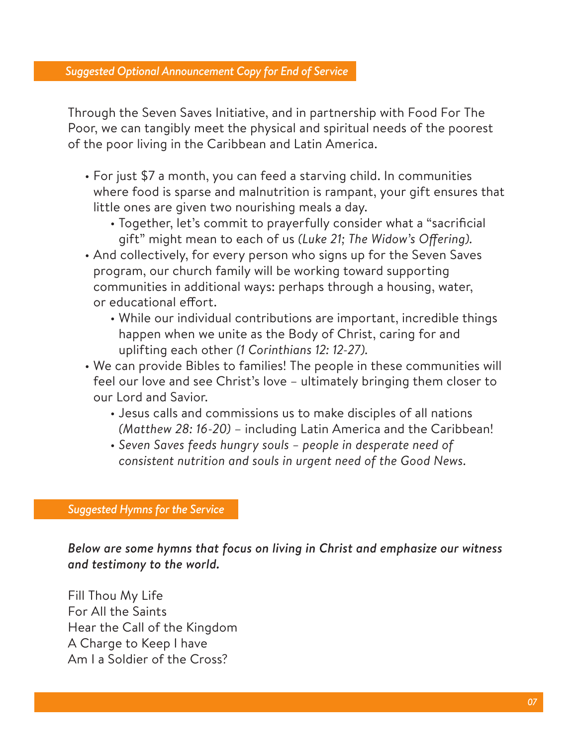## *Suggested Optional Announcement Copy for End of Service*

Through the Seven Saves Initiative, and in partnership with Food For The Poor, we can tangibly meet the physical and spiritual needs of the poorest of the poor living in the Caribbean and Latin America.

- For just $7 a month, you can feed a starving child. In communities where food is sparse and malnutrition is rampant, your gift ensures that little ones are given two nourishing meals a day.
  - Together, let's commit to prayerfully consider what a "sacrificial gift" might mean to each of us *(Luke 21; The Widow's Offering).*
- And collectively, for every person who signs up for the Seven Saves program, our church family will be working toward supporting communities in additional ways: perhaps through a housing, water, or educational effort.
  - While our individual contributions are important, incredible things happen when we unite as the Body of Christ, caring for and uplifting each other *(1 Corinthians 12: 12-27).*
- We can provide Bibles to families! The people in these communities will feel our love and see Christ's love – ultimately bringing them closer to our Lord and Savior.
  - Jesus calls and commissions us to make disciples of all nations *(Matthew 28: 16-20)* – including Latin America and the Caribbean!
  - *Seven Saves feeds hungry souls – people in desperate need of consistent nutrition and souls in urgent need of the Good News.*

## *Suggested Hymns for the Service*

***Below are some hymns that focus on living in Christ and emphasize our witness and testimony to the world.***

Fill Thou My Life
For All the Saints
Hear the Call of the Kingdom
A Charge to Keep I have
Am I a Soldier of the Cross?